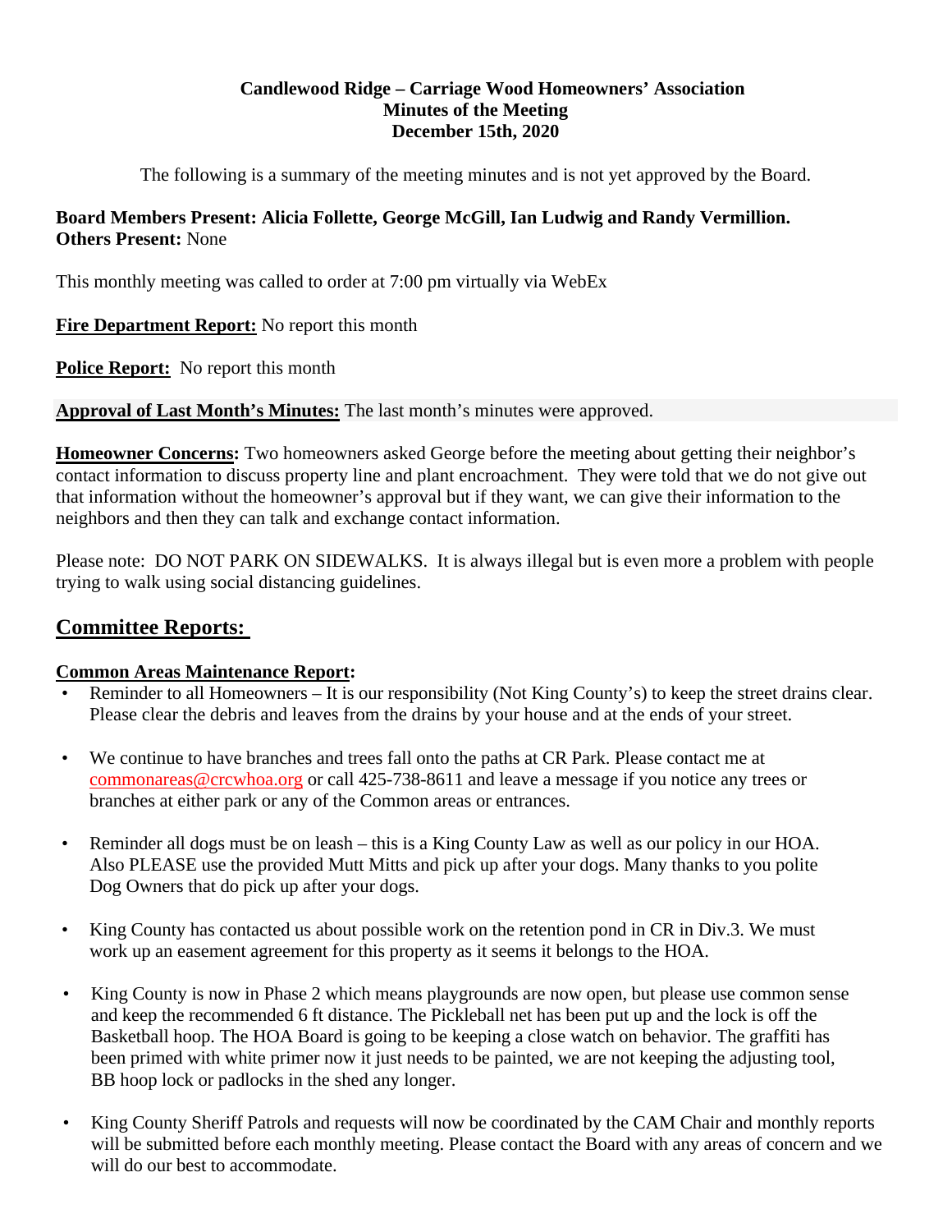**Candlewood Ridge – Carriage Wood Homeowners' Association**
**Minutes of the Meeting**
**December 15th, 2020**

The following is a summary of the meeting minutes and is not yet approved by the Board.

**Board Members Present: Alicia Follette, George McGill, Ian Ludwig and Randy Vermillion.**
**Others Present:** None

This monthly meeting was called to order at 7:00 pm virtually via WebEx

**Fire Department Report:** No report this month

**Police Report:** No report this month

**Approval of Last Month's Minutes:** The last month's minutes were approved.

**Homeowner Concerns:** Two homeowners asked George before the meeting about getting their neighbor's contact information to discuss property line and plant encroachment. They were told that we do not give out that information without the homeowner's approval but if they want, we can give their information to the neighbors and then they can talk and exchange contact information.

Please note: DO NOT PARK ON SIDEWALKS. It is always illegal but is even more a problem with people trying to walk using social distancing guidelines.

## Committee Reports:

**Common Areas Maintenance Report:**

- Reminder to all Homeowners – It is our responsibility (Not King County's) to keep the street drains clear. Please clear the debris and leaves from the drains by your house and at the ends of your street.
- We continue to have branches and trees fall onto the paths at CR Park. Please contact me at commonareas@crcwhoa.org or call 425-738-8611 and leave a message if you notice any trees or branches at either park or any of the Common areas or entrances.
- Reminder all dogs must be on leash – this is a King County Law as well as our policy in our HOA. Also PLEASE use the provided Mutt Mitts and pick up after your dogs. Many thanks to you polite Dog Owners that do pick up after your dogs.
- King County has contacted us about possible work on the retention pond in CR in Div.3. We must work up an easement agreement for this property as it seems it belongs to the HOA.
- King County is now in Phase 2 which means playgrounds are now open, but please use common sense and keep the recommended 6 ft distance. The Pickleball net has been put up and the lock is off the Basketball hoop. The HOA Board is going to be keeping a close watch on behavior. The graffiti has been primed with white primer now it just needs to be painted, we are not keeping the adjusting tool, BB hoop lock or padlocks in the shed any longer.
- King County Sheriff Patrols and requests will now be coordinated by the CAM Chair and monthly reports will be submitted before each monthly meeting. Please contact the Board with any areas of concern and we will do our best to accommodate.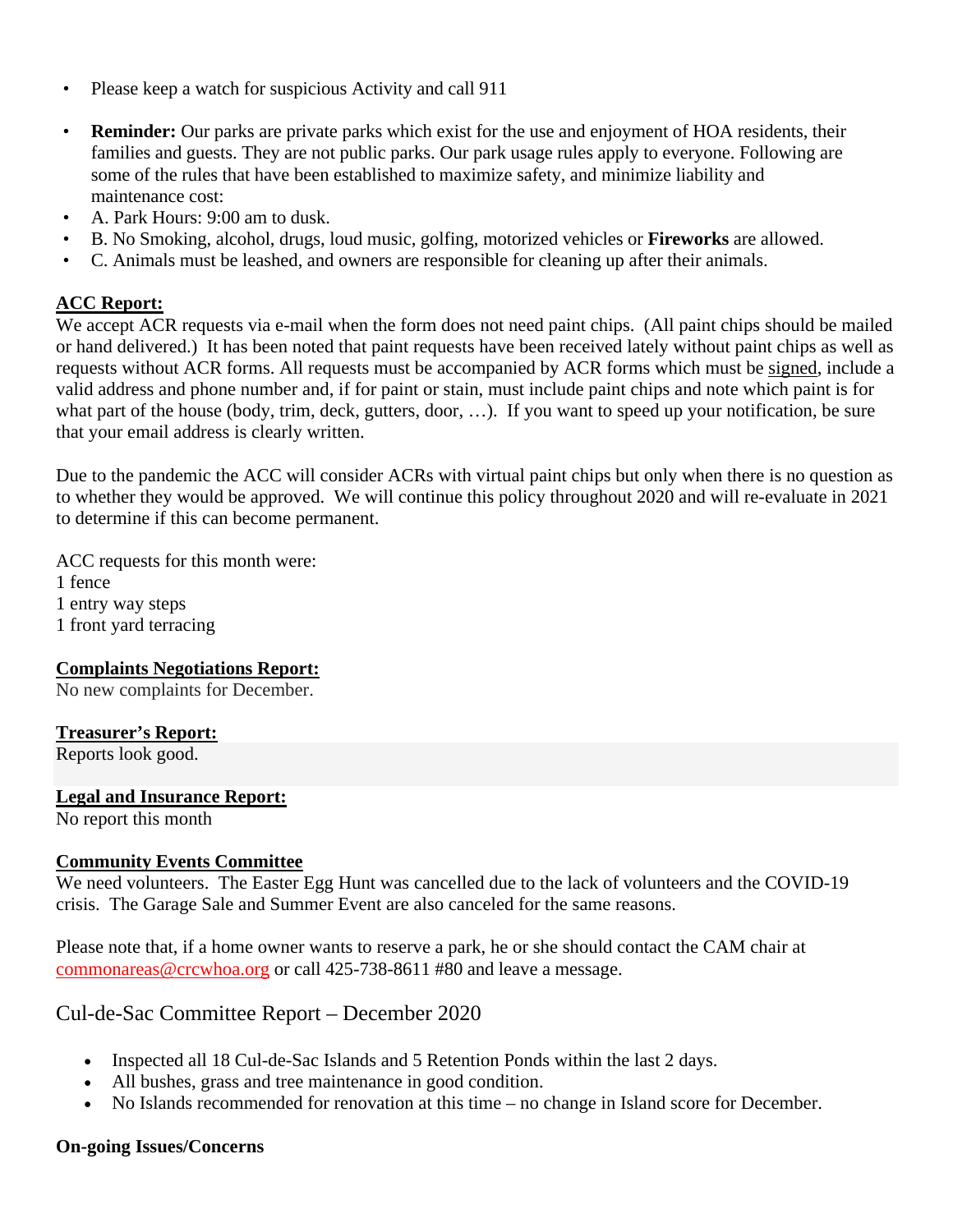- Please keep a watch for suspicious Activity and call 911

- **Reminder:** Our parks are private parks which exist for the use and enjoyment of HOA residents, their families and guests. They are not public parks. Our park usage rules apply to everyone. Following are some of the rules that have been established to maximize safety, and minimize liability and maintenance cost:
- A. Park Hours: 9:00 am to dusk.
- B. No Smoking, alcohol, drugs, loud music, golfing, motorized vehicles or **Fireworks** are allowed.
- C. Animals must be leashed, and owners are responsible for cleaning up after their animals.

**ACC Report:**

We accept ACR requests via e-mail when the form does not need paint chips. (All paint chips should be mailed or hand delivered.) It has been noted that paint requests have been received lately without paint chips as well as requests without ACR forms. All requests must be accompanied by ACR forms which must be signed, include a valid address and phone number and, if for paint or stain, must include paint chips and note which paint is for what part of the house (body, trim, deck, gutters, door, …). If you want to speed up your notification, be sure that your email address is clearly written.

Due to the pandemic the ACC will consider ACRs with virtual paint chips but only when there is no question as to whether they would be approved. We will continue this policy throughout 2020 and will re-evaluate in 2021 to determine if this can become permanent.

ACC requests for this month were:
1 fence
1 entry way steps
1 front yard terracing

**Complaints Negotiations Report:**

No new complaints for December.

**Treasurer's Report:**

Reports look good.

**Legal and Insurance Report:**

No report this month

**Community Events Committee**

We need volunteers. The Easter Egg Hunt was cancelled due to the lack of volunteers and the COVID-19 crisis. The Garage Sale and Summer Event are also canceled for the same reasons.

Please note that, if a home owner wants to reserve a park, he or she should contact the CAM chair at commonareas@crcwhoa.org or call 425-738-8611 #80 and leave a message.

## Cul-de-Sac Committee Report – December 2020

- Inspected all 18 Cul-de-Sac Islands and 5 Retention Ponds within the last 2 days.
- All bushes, grass and tree maintenance in good condition.
- No Islands recommended for renovation at this time – no change in Island score for December.

**On-going Issues/Concerns**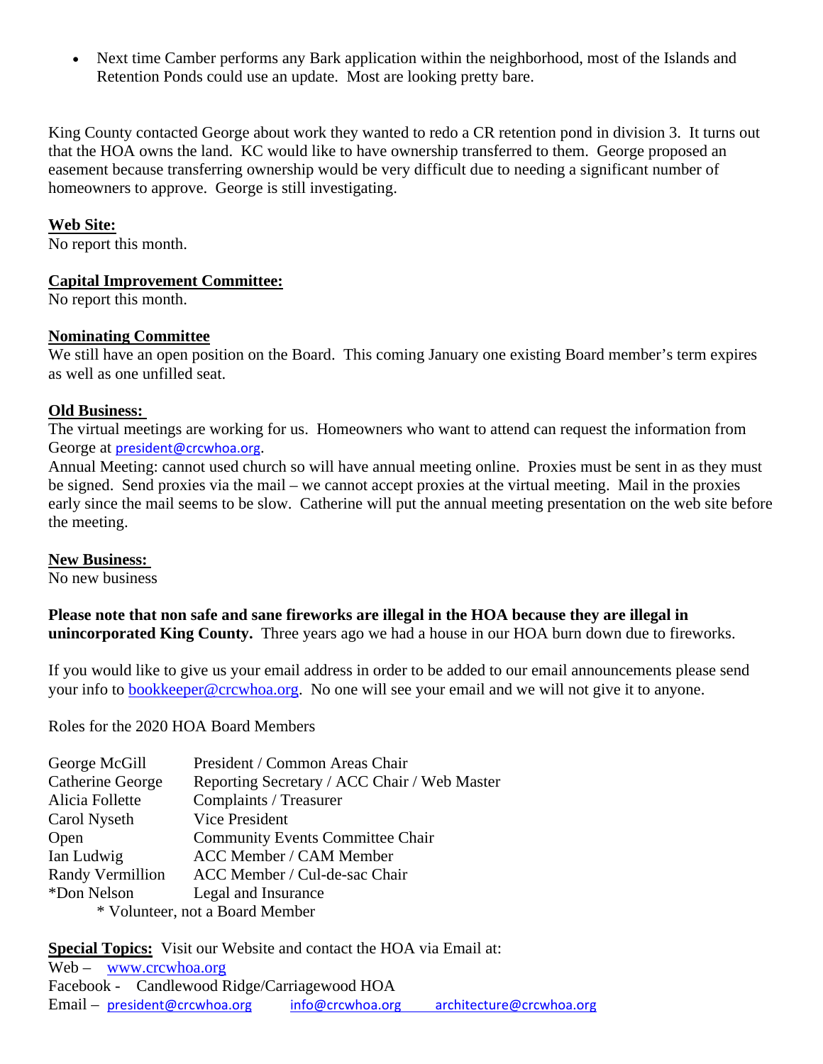- Next time Camber performs any Bark application within the neighborhood, most of the Islands and Retention Ponds could use an update. Most are looking pretty bare.

King County contacted George about work they wanted to redo a CR retention pond in division 3. It turns out that the HOA owns the land. KC would like to have ownership transferred to them. George proposed an easement because transferring ownership would be very difficult due to needing a significant number of homeowners to approve. George is still investigating.

**Web Site:**
No report this month.

**Capital Improvement Committee:**
No report this month.

**Nominating Committee**
We still have an open position on the Board. This coming January one existing Board member's term expires as well as one unfilled seat.

**Old Business:**
The virtual meetings are working for us. Homeowners who want to attend can request the information from George at president@crcwhoa.org.
Annual Meeting: cannot used church so will have annual meeting online. Proxies must be sent in as they must be signed. Send proxies via the mail – we cannot accept proxies at the virtual meeting. Mail in the proxies early since the mail seems to be slow. Catherine will put the annual meeting presentation on the web site before the meeting.

**New Business:**
No new business

**Please note that non safe and sane fireworks are illegal in the HOA because they are illegal in unincorporated King County.** Three years ago we had a house in our HOA burn down due to fireworks.

If you would like to give us your email address in order to be added to our email announcements please send your info to bookkeeper@crcwhoa.org. No one will see your email and we will not give it to anyone.

Roles for the 2020 HOA Board Members

| | |
|---|---|
| George McGill | President / Common Areas Chair |
| Catherine George | Reporting Secretary / ACC Chair / Web Master |
| Alicia Follette | Complaints / Treasurer |
| Carol Nyseth | Vice President |
| Open | Community Events Committee Chair |
| Ian Ludwig | ACC Member / CAM Member |
| Randy Vermillion | ACC Member / Cul-de-sac Chair |
| *Don Nelson | Legal and Insurance |

\* Volunteer, not a Board Member

**Special Topics:** Visit our Website and contact the HOA via Email at:
Web – www.crcwhoa.org
Facebook - Candlewood Ridge/Carriagewood HOA
Email – president@crcwhoa.org info@crcwhoa.org architecture@crcwhoa.org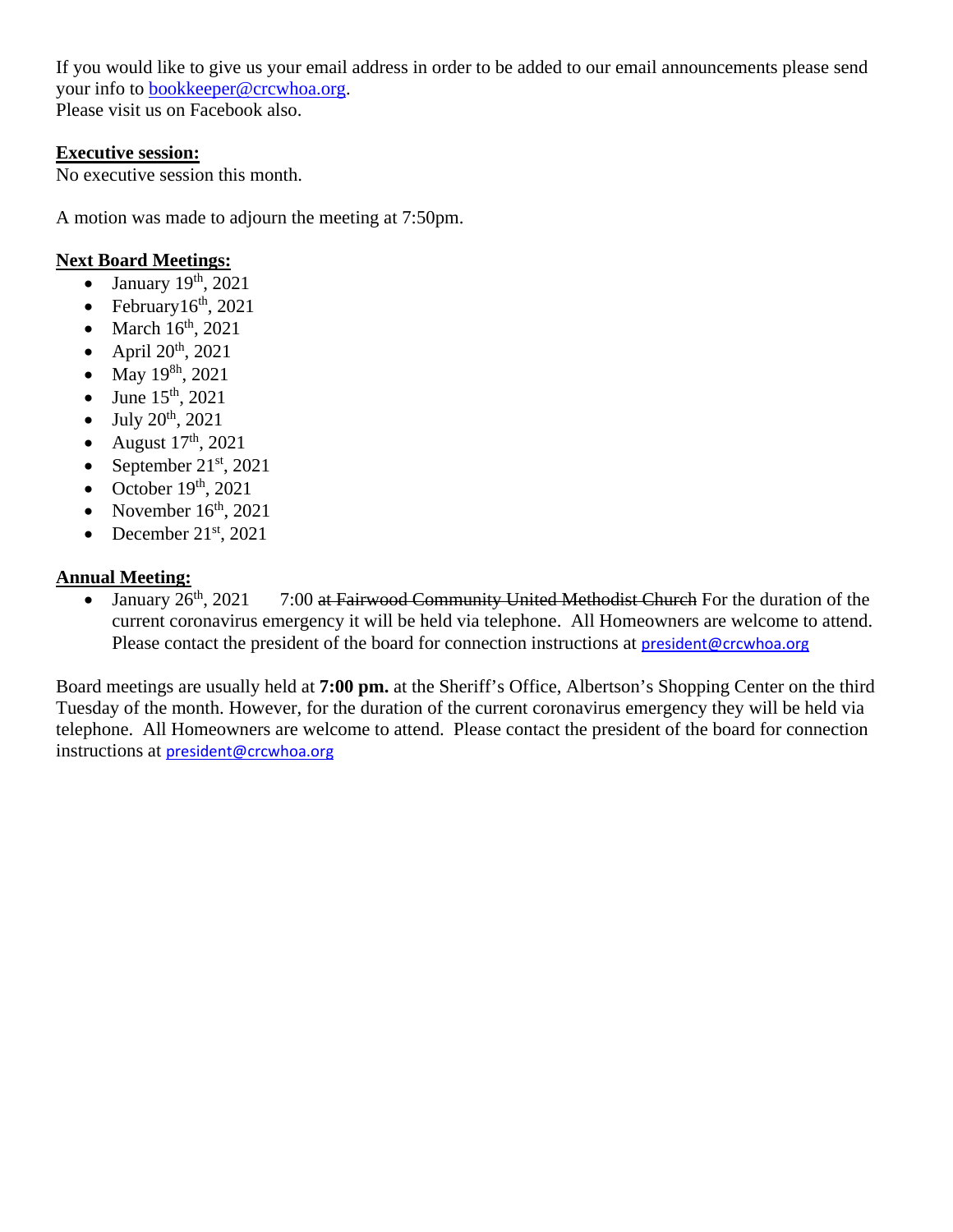If you would like to give us your email address in order to be added to our email announcements please send your info to bookkeeper@crcwhoa.org.
Please visit us on Facebook also.

**Executive session:**
No executive session this month.

A motion was made to adjourn the meeting at 7:50pm.

**Next Board Meetings:**

- January 19th, 2021
- February16th, 2021
- March 16th, 2021
- April 20th, 2021
- May 198h, 2021
- June 15th, 2021
- July 20th, 2021
- August 17th, 2021
- September 21st, 2021
- October 19th, 2021
- November 16th, 2021
- December 21st, 2021

**Annual Meeting:**

- January 26th, 2021 7:00 ~~at Fairwood Community United Methodist Church~~ For the duration of the current coronavirus emergency it will be held via telephone. All Homeowners are welcome to attend. Please contact the president of the board for connection instructions at president@crcwhoa.org

Board meetings are usually held at **7:00 pm.** at the Sheriff's Office, Albertson's Shopping Center on the third Tuesday of the month. However, for the duration of the current coronavirus emergency they will be held via telephone. All Homeowners are welcome to attend. Please contact the president of the board for connection instructions at president@crcwhoa.org